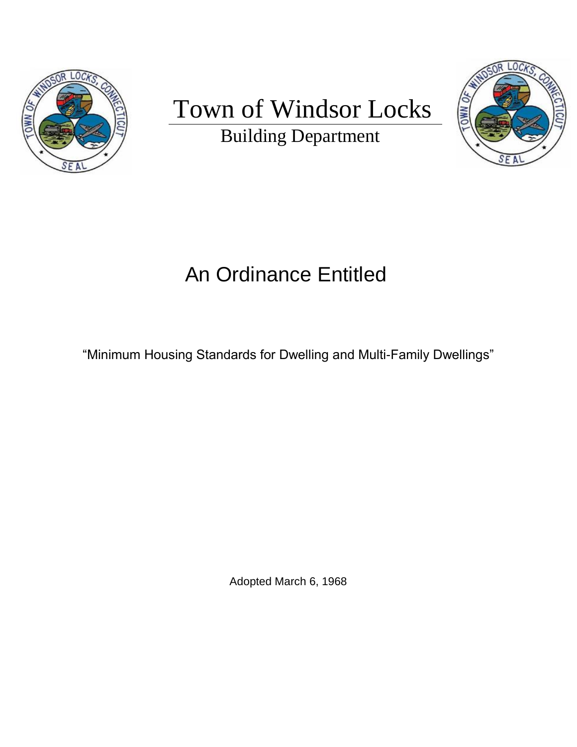# Town of Windsor Locks

Building Department

## An Ordinance Entitled

"Minimum Housing Standards for Dwelling and Multi-Family Dwellings"

Adopted March 6, 1968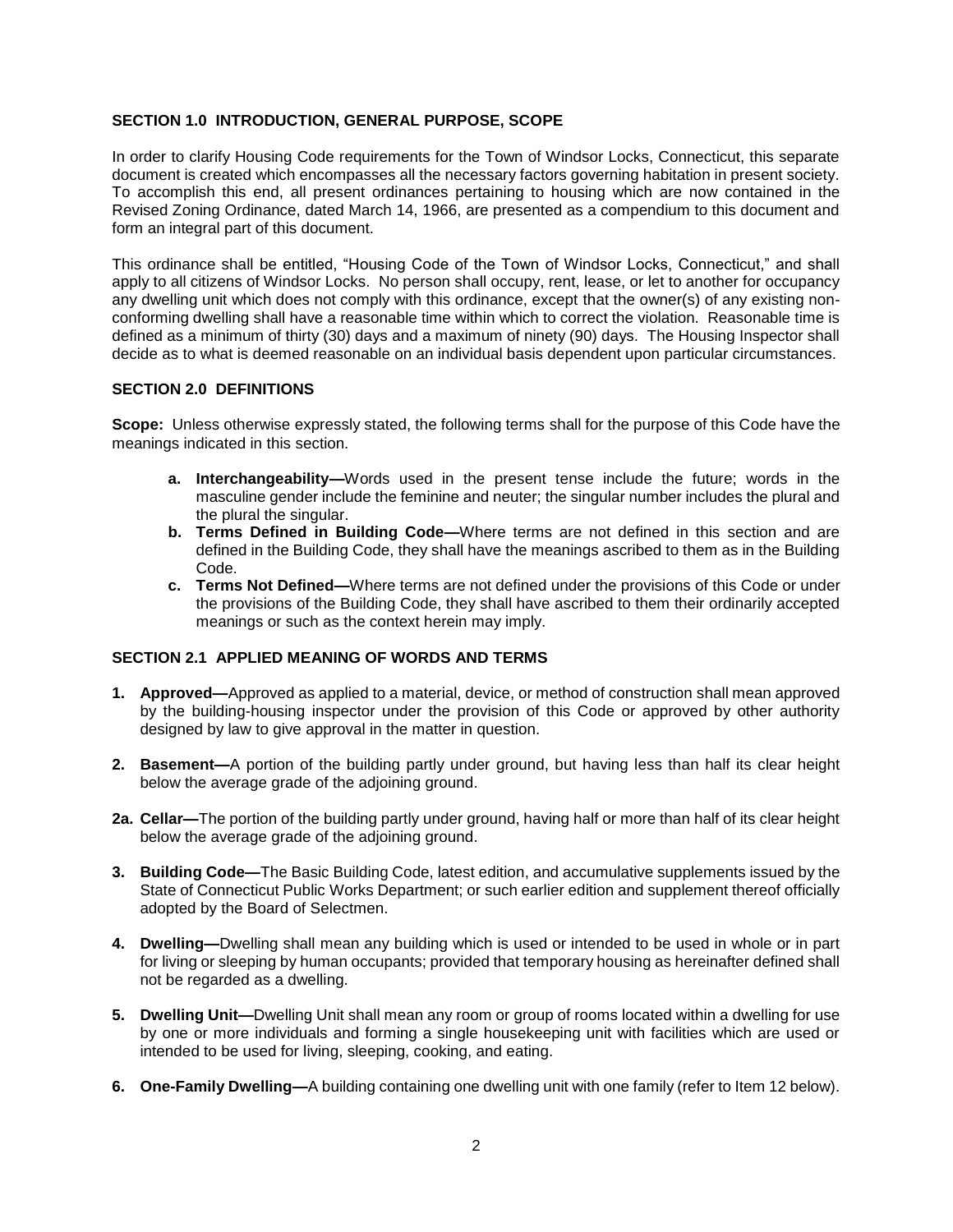### SECTION 1.0 INTRODUCTION, GENERAL PURPOSE, SCOPE

In order to clarify Housing Code requirements for the Town of Windsor Locks, Connecticut, this separate document is created which encompasses all the necessary factors governing habitation in present society. To accomplish this end, all present ordinances pertaining to housing which are now contained in the Revised Zoning Ordinance, dated March 14, 1966, are presented as a compendium to this document and form an integral part of this document.

This ordinance shall be entitled, "Housing Code of the Town of Windsor Locks, Connecticut," and shall apply to all citizens of Windsor Locks. No person shall occupy, rent, lease, or let to another for occupancy any dwelling unit which does not comply with this ordinance, except that the owner(s) of any existing non-conforming dwelling shall have a reasonable time within which to correct the violation. Reasonable time is defined as a minimum of thirty (30) days and a maximum of ninety (90) days. The Housing Inspector shall decide as to what is deemed reasonable on an individual basis dependent upon particular circumstances.

### SECTION 2.0 DEFINITIONS

**Scope:** Unless otherwise expressly stated, the following terms shall for the purpose of this Code have the meanings indicated in this section.

- **a. Interchangeability—**Words used in the present tense include the future; words in the masculine gender include the feminine and neuter; the singular number includes the plural and the plural the singular.
- **b. Terms Defined in Building Code—**Where terms are not defined in this section and are defined in the Building Code, they shall have the meanings ascribed to them as in the Building Code.
- **c. Terms Not Defined—**Where terms are not defined under the provisions of this Code or under the provisions of the Building Code, they shall have ascribed to them their ordinarily accepted meanings or such as the context herein may imply.

### SECTION 2.1 APPLIED MEANING OF WORDS AND TERMS

**1. Approved—**Approved as applied to a material, device, or method of construction shall mean approved by the building-housing inspector under the provision of this Code or approved by other authority designed by law to give approval in the matter in question.

**2. Basement—**A portion of the building partly under ground, but having less than half its clear height below the average grade of the adjoining ground.

**2a. Cellar—**The portion of the building partly under ground, having half or more than half of its clear height below the average grade of the adjoining ground.

**3. Building Code—**The Basic Building Code, latest edition, and accumulative supplements issued by the State of Connecticut Public Works Department; or such earlier edition and supplement thereof officially adopted by the Board of Selectmen.

**4. Dwelling—**Dwelling shall mean any building which is used or intended to be used in whole or in part for living or sleeping by human occupants; provided that temporary housing as hereinafter defined shall not be regarded as a dwelling.

**5. Dwelling Unit—**Dwelling Unit shall mean any room or group of rooms located within a dwelling for use by one or more individuals and forming a single housekeeping unit with facilities which are used or intended to be used for living, sleeping, cooking, and eating.

**6. One-Family Dwelling—**A building containing one dwelling unit with one family (refer to Item 12 below).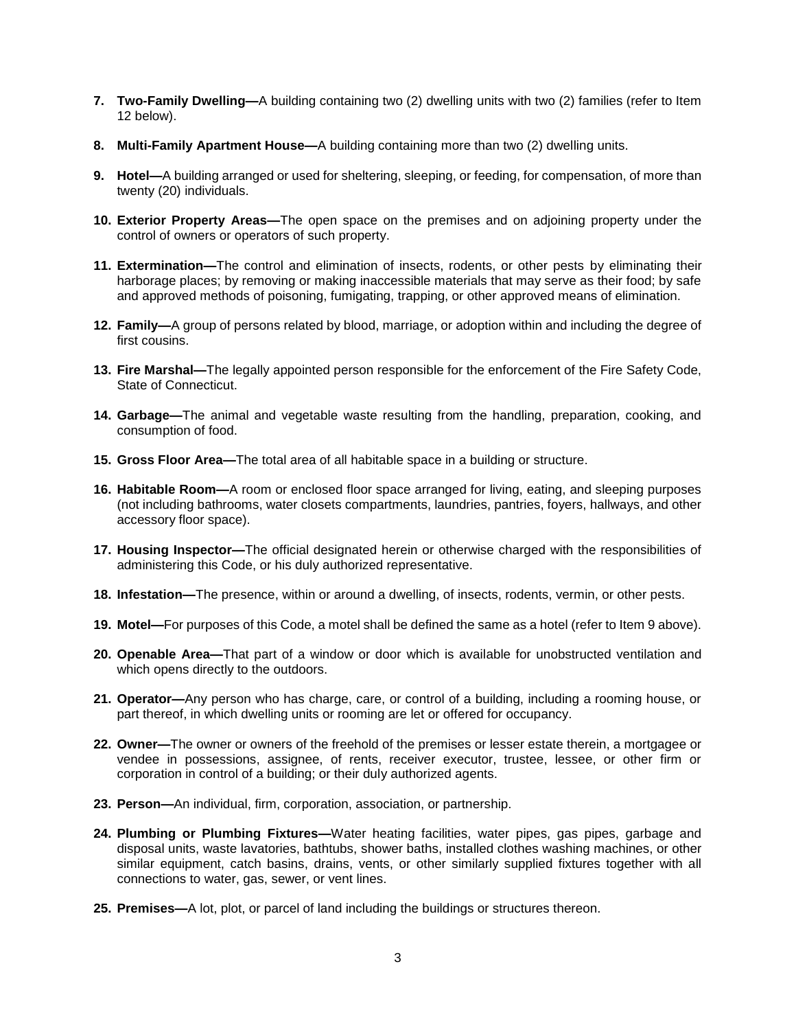7. **Two-Family Dwelling—**A building containing two (2) dwelling units with two (2) families (refer to Item 12 below).

8. **Multi-Family Apartment House—**A building containing more than two (2) dwelling units.

9. **Hotel—**A building arranged or used for sheltering, sleeping, or feeding, for compensation, of more than twenty (20) individuals.

10. **Exterior Property Areas—**The open space on the premises and on adjoining property under the control of owners or operators of such property.

11. **Extermination—**The control and elimination of insects, rodents, or other pests by eliminating their harborage places; by removing or making inaccessible materials that may serve as their food; by safe and approved methods of poisoning, fumigating, trapping, or other approved means of elimination.

12. **Family—**A group of persons related by blood, marriage, or adoption within and including the degree of first cousins.

13. **Fire Marshal—**The legally appointed person responsible for the enforcement of the Fire Safety Code, State of Connecticut.

14. **Garbage—**The animal and vegetable waste resulting from the handling, preparation, cooking, and consumption of food.

15. **Gross Floor Area—**The total area of all habitable space in a building or structure.

16. **Habitable Room—**A room or enclosed floor space arranged for living, eating, and sleeping purposes (not including bathrooms, water closets compartments, laundries, pantries, foyers, hallways, and other accessory floor space).

17. **Housing Inspector—**The official designated herein or otherwise charged with the responsibilities of administering this Code, or his duly authorized representative.

18. **Infestation—**The presence, within or around a dwelling, of insects, rodents, vermin, or other pests.

19. **Motel—**For purposes of this Code, a motel shall be defined the same as a hotel (refer to Item 9 above).

20. **Openable Area—**That part of a window or door which is available for unobstructed ventilation and which opens directly to the outdoors.

21. **Operator—**Any person who has charge, care, or control of a building, including a rooming house, or part thereof, in which dwelling units or rooming are let or offered for occupancy.

22. **Owner—**The owner or owners of the freehold of the premises or lesser estate therein, a mortgagee or vendee in possessions, assignee, of rents, receiver executor, trustee, lessee, or other firm or corporation in control of a building; or their duly authorized agents.

23. **Person—**An individual, firm, corporation, association, or partnership.

24. **Plumbing or Plumbing Fixtures—**Water heating facilities, water pipes, gas pipes, garbage and disposal units, waste lavatories, bathtubs, shower baths, installed clothes washing machines, or other similar equipment, catch basins, drains, vents, or other similarly supplied fixtures together with all connections to water, gas, sewer, or vent lines.

25. **Premises—**A lot, plot, or parcel of land including the buildings or structures thereon.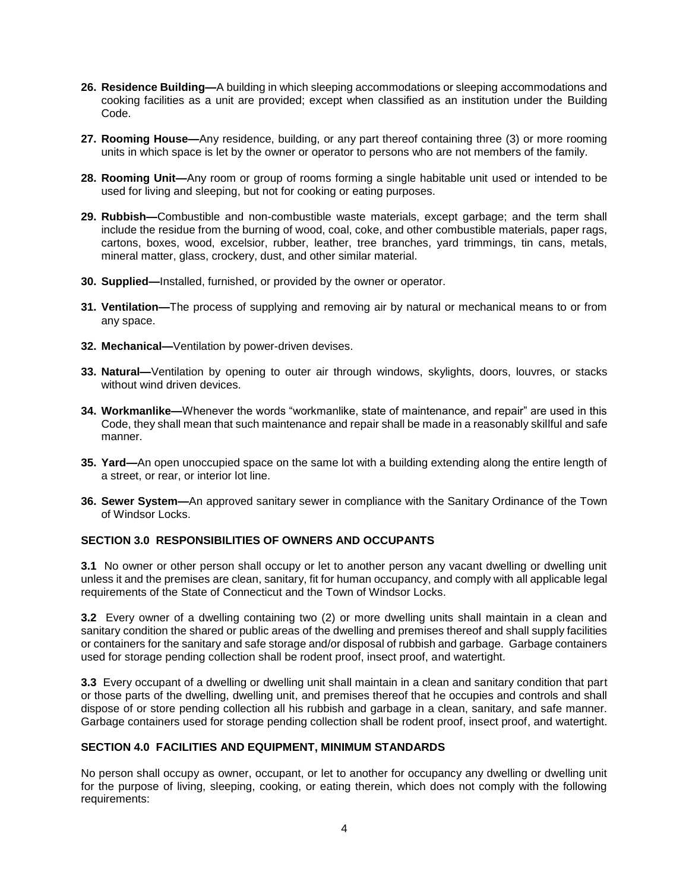**26. Residence Building—**A building in which sleeping accommodations or sleeping accommodations and cooking facilities as a unit are provided; except when classified as an institution under the Building Code.

**27. Rooming House—**Any residence, building, or any part thereof containing three (3) or more rooming units in which space is let by the owner or operator to persons who are not members of the family.

**28. Rooming Unit—**Any room or group of rooms forming a single habitable unit used or intended to be used for living and sleeping, but not for cooking or eating purposes.

**29. Rubbish—**Combustible and non-combustible waste materials, except garbage; and the term shall include the residue from the burning of wood, coal, coke, and other combustible materials, paper rags, cartons, boxes, wood, excelsior, rubber, leather, tree branches, yard trimmings, tin cans, metals, mineral matter, glass, crockery, dust, and other similar material.

**30. Supplied—**Installed, furnished, or provided by the owner or operator.

**31. Ventilation—**The process of supplying and removing air by natural or mechanical means to or from any space.

**32. Mechanical—**Ventilation by power-driven devises.

**33. Natural—**Ventilation by opening to outer air through windows, skylights, doors, louvres, or stacks without wind driven devices.

**34. Workmanlike—**Whenever the words "workmanlike, state of maintenance, and repair" are used in this Code, they shall mean that such maintenance and repair shall be made in a reasonably skillful and safe manner.

**35. Yard—**An open unoccupied space on the same lot with a building extending along the entire length of a street, or rear, or interior lot line.

**36. Sewer System—**An approved sanitary sewer in compliance with the Sanitary Ordinance of the Town of Windsor Locks.

### SECTION 3.0 RESPONSIBILITIES OF OWNERS AND OCCUPANTS

**3.1** No owner or other person shall occupy or let to another person any vacant dwelling or dwelling unit unless it and the premises are clean, sanitary, fit for human occupancy, and comply with all applicable legal requirements of the State of Connecticut and the Town of Windsor Locks.

**3.2** Every owner of a dwelling containing two (2) or more dwelling units shall maintain in a clean and sanitary condition the shared or public areas of the dwelling and premises thereof and shall supply facilities or containers for the sanitary and safe storage and/or disposal of rubbish and garbage. Garbage containers used for storage pending collection shall be rodent proof, insect proof, and watertight.

**3.3** Every occupant of a dwelling or dwelling unit shall maintain in a clean and sanitary condition that part or those parts of the dwelling, dwelling unit, and premises thereof that he occupies and controls and shall dispose of or store pending collection all his rubbish and garbage in a clean, sanitary, and safe manner. Garbage containers used for storage pending collection shall be rodent proof, insect proof, and watertight.

### SECTION 4.0 FACILITIES AND EQUIPMENT, MINIMUM STANDARDS

No person shall occupy as owner, occupant, or let to another for occupancy any dwelling or dwelling unit for the purpose of living, sleeping, cooking, or eating therein, which does not comply with the following requirements: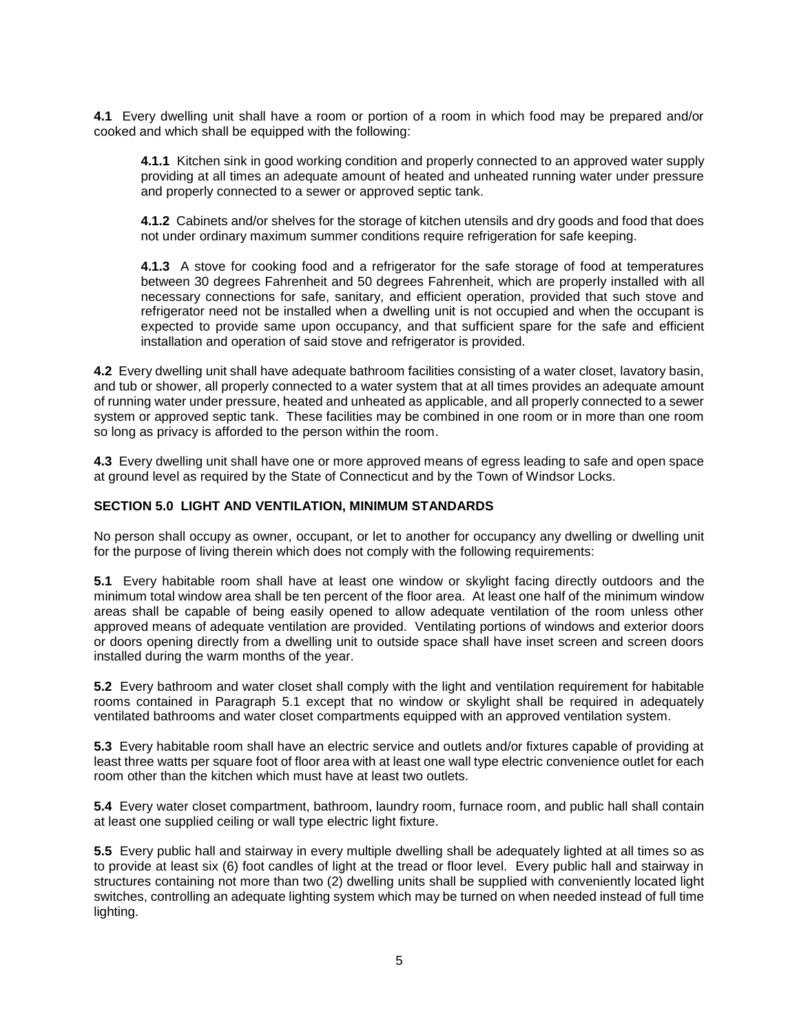**4.1** Every dwelling unit shall have a room or portion of a room in which food may be prepared and/or cooked and which shall be equipped with the following:

> **4.1.1** Kitchen sink in good working condition and properly connected to an approved water supply providing at all times an adequate amount of heated and unheated running water under pressure and properly connected to a sewer or approved septic tank.
>
> **4.1.2** Cabinets and/or shelves for the storage of kitchen utensils and dry goods and food that does not under ordinary maximum summer conditions require refrigeration for safe keeping.
>
> **4.1.3** A stove for cooking food and a refrigerator for the safe storage of food at temperatures between 30 degrees Fahrenheit and 50 degrees Fahrenheit, which are properly installed with all necessary connections for safe, sanitary, and efficient operation, provided that such stove and refrigerator need not be installed when a dwelling unit is not occupied and when the occupant is expected to provide same upon occupancy, and that sufficient spare for the safe and efficient installation and operation of said stove and refrigerator is provided.

**4.2** Every dwelling unit shall have adequate bathroom facilities consisting of a water closet, lavatory basin, and tub or shower, all properly connected to a water system that at all times provides an adequate amount of running water under pressure, heated and unheated as applicable, and all properly connected to a sewer system or approved septic tank. These facilities may be combined in one room or in more than one room so long as privacy is afforded to the person within the room.

**4.3** Every dwelling unit shall have one or more approved means of egress leading to safe and open space at ground level as required by the State of Connecticut and by the Town of Windsor Locks.

## SECTION 5.0 LIGHT AND VENTILATION, MINIMUM STANDARDS

No person shall occupy as owner, occupant, or let to another for occupancy any dwelling or dwelling unit for the purpose of living therein which does not comply with the following requirements:

**5.1** Every habitable room shall have at least one window or skylight facing directly outdoors and the minimum total window area shall be ten percent of the floor area. At least one half of the minimum window areas shall be capable of being easily opened to allow adequate ventilation of the room unless other approved means of adequate ventilation are provided. Ventilating portions of windows and exterior doors or doors opening directly from a dwelling unit to outside space shall have inset screen and screen doors installed during the warm months of the year.

**5.2** Every bathroom and water closet shall comply with the light and ventilation requirement for habitable rooms contained in Paragraph 5.1 except that no window or skylight shall be required in adequately ventilated bathrooms and water closet compartments equipped with an approved ventilation system.

**5.3** Every habitable room shall have an electric service and outlets and/or fixtures capable of providing at least three watts per square foot of floor area with at least one wall type electric convenience outlet for each room other than the kitchen which must have at least two outlets.

**5.4** Every water closet compartment, bathroom, laundry room, furnace room, and public hall shall contain at least one supplied ceiling or wall type electric light fixture.

**5.5** Every public hall and stairway in every multiple dwelling shall be adequately lighted at all times so as to provide at least six (6) foot candles of light at the tread or floor level. Every public hall and stairway in structures containing not more than two (2) dwelling units shall be supplied with conveniently located light switches, controlling an adequate lighting system which may be turned on when needed instead of full time lighting.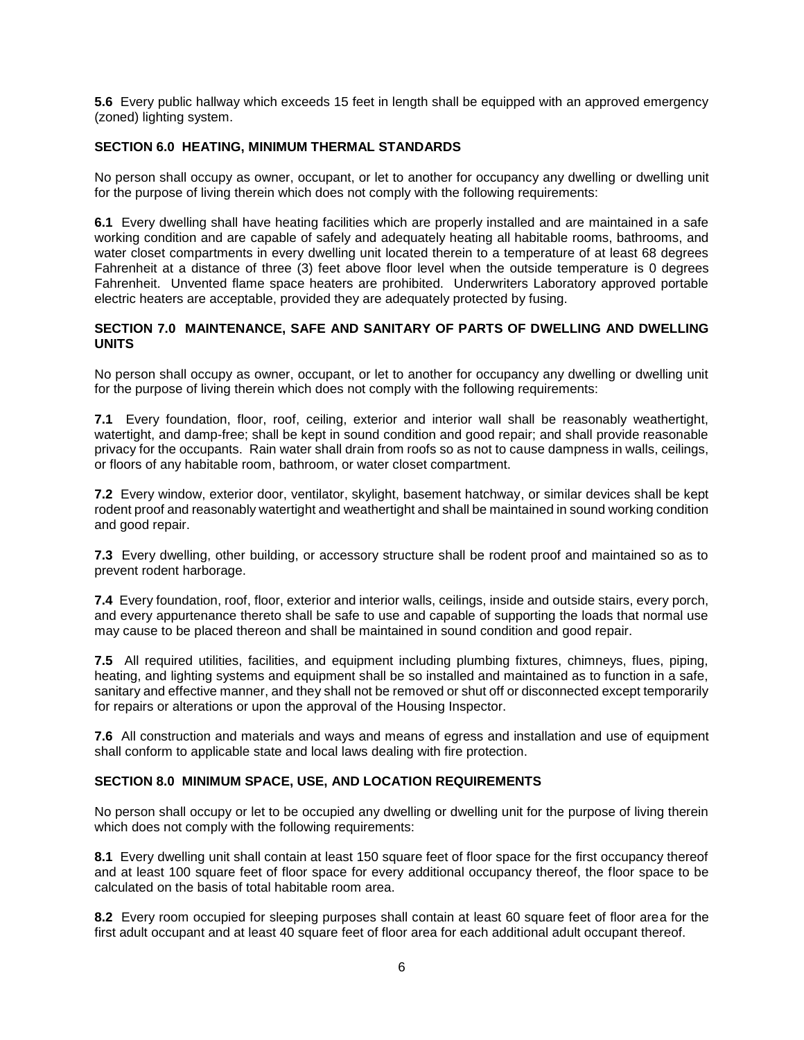**5.6** Every public hallway which exceeds 15 feet in length shall be equipped with an approved emergency (zoned) lighting system.

### SECTION 6.0 HEATING, MINIMUM THERMAL STANDARDS

No person shall occupy as owner, occupant, or let to another for occupancy any dwelling or dwelling unit for the purpose of living therein which does not comply with the following requirements:

**6.1** Every dwelling shall have heating facilities which are properly installed and are maintained in a safe working condition and are capable of safely and adequately heating all habitable rooms, bathrooms, and water closet compartments in every dwelling unit located therein to a temperature of at least 68 degrees Fahrenheit at a distance of three (3) feet above floor level when the outside temperature is 0 degrees Fahrenheit. Unvented flame space heaters are prohibited. Underwriters Laboratory approved portable electric heaters are acceptable, provided they are adequately protected by fusing.

### SECTION 7.0 MAINTENANCE, SAFE AND SANITARY OF PARTS OF DWELLING AND DWELLING UNITS

No person shall occupy as owner, occupant, or let to another for occupancy any dwelling or dwelling unit for the purpose of living therein which does not comply with the following requirements:

**7.1** Every foundation, floor, roof, ceiling, exterior and interior wall shall be reasonably weathertight, watertight, and damp-free; shall be kept in sound condition and good repair; and shall provide reasonable privacy for the occupants. Rain water shall drain from roofs so as not to cause dampness in walls, ceilings, or floors of any habitable room, bathroom, or water closet compartment.

**7.2** Every window, exterior door, ventilator, skylight, basement hatchway, or similar devices shall be kept rodent proof and reasonably watertight and weathertight and shall be maintained in sound working condition and good repair.

**7.3** Every dwelling, other building, or accessory structure shall be rodent proof and maintained so as to prevent rodent harborage.

**7.4** Every foundation, roof, floor, exterior and interior walls, ceilings, inside and outside stairs, every porch, and every appurtenance thereto shall be safe to use and capable of supporting the loads that normal use may cause to be placed thereon and shall be maintained in sound condition and good repair.

**7.5** All required utilities, facilities, and equipment including plumbing fixtures, chimneys, flues, piping, heating, and lighting systems and equipment shall be so installed and maintained as to function in a safe, sanitary and effective manner, and they shall not be removed or shut off or disconnected except temporarily for repairs or alterations or upon the approval of the Housing Inspector.

**7.6** All construction and materials and ways and means of egress and installation and use of equipment shall conform to applicable state and local laws dealing with fire protection.

### SECTION 8.0 MINIMUM SPACE, USE, AND LOCATION REQUIREMENTS

No person shall occupy or let to be occupied any dwelling or dwelling unit for the purpose of living therein which does not comply with the following requirements:

**8.1** Every dwelling unit shall contain at least 150 square feet of floor space for the first occupancy thereof and at least 100 square feet of floor space for every additional occupancy thereof, the floor space to be calculated on the basis of total habitable room area.

**8.2** Every room occupied for sleeping purposes shall contain at least 60 square feet of floor area for the first adult occupant and at least 40 square feet of floor area for each additional adult occupant thereof.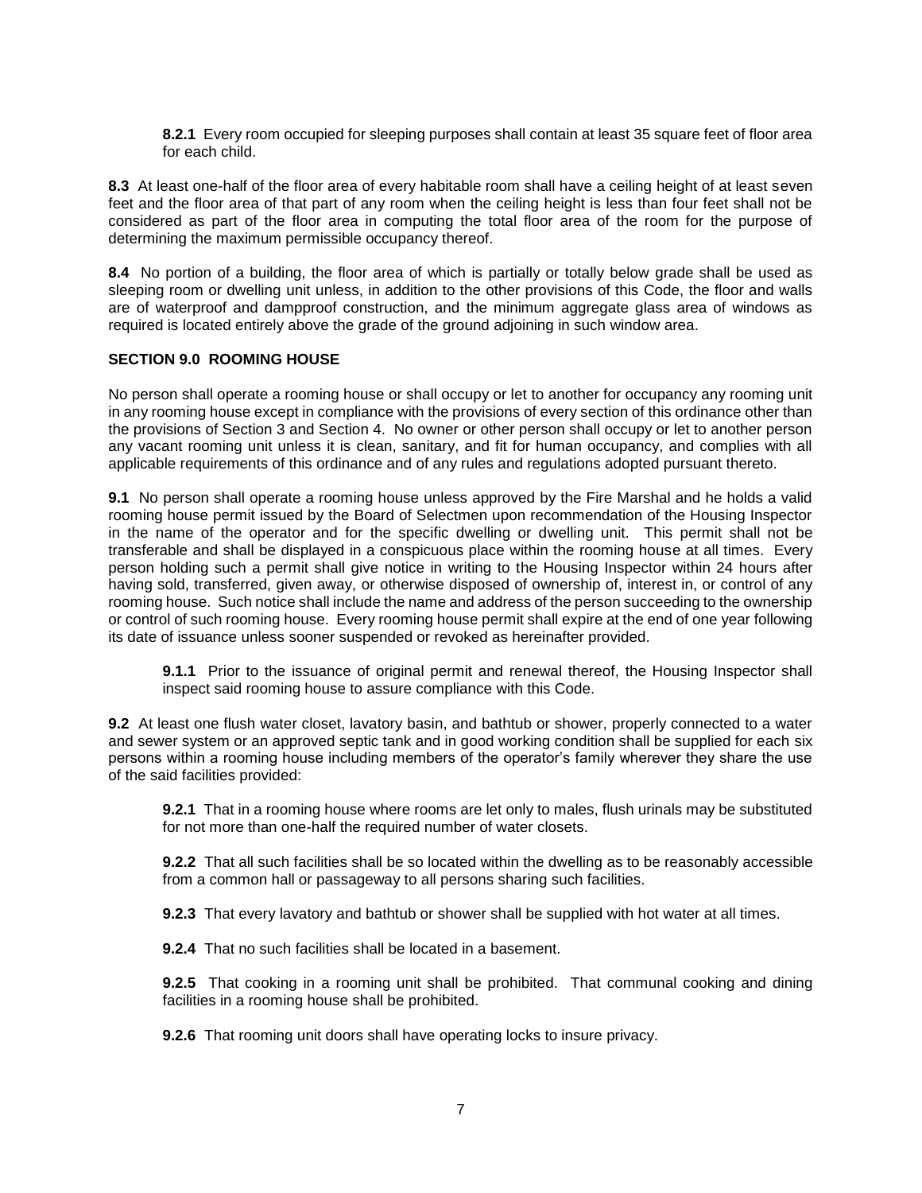**8.2.1** Every room occupied for sleeping purposes shall contain at least 35 square feet of floor area for each child.

**8.3** At least one-half of the floor area of every habitable room shall have a ceiling height of at least seven feet and the floor area of that part of any room when the ceiling height is less than four feet shall not be considered as part of the floor area in computing the total floor area of the room for the purpose of determining the maximum permissible occupancy thereof.

**8.4** No portion of a building, the floor area of which is partially or totally below grade shall be used as sleeping room or dwelling unit unless, in addition to the other provisions of this Code, the floor and walls are of waterproof and dampproof construction, and the minimum aggregate glass area of windows as required is located entirely above the grade of the ground adjoining in such window area.

## SECTION 9.0 ROOMING HOUSE

No person shall operate a rooming house or shall occupy or let to another for occupancy any rooming unit in any rooming house except in compliance with the provisions of every section of this ordinance other than the provisions of Section 3 and Section 4. No owner or other person shall occupy or let to another person any vacant rooming unit unless it is clean, sanitary, and fit for human occupancy, and complies with all applicable requirements of this ordinance and of any rules and regulations adopted pursuant thereto.

**9.1** No person shall operate a rooming house unless approved by the Fire Marshal and he holds a valid rooming house permit issued by the Board of Selectmen upon recommendation of the Housing Inspector in the name of the operator and for the specific dwelling or dwelling unit. This permit shall not be transferable and shall be displayed in a conspicuous place within the rooming house at all times. Every person holding such a permit shall give notice in writing to the Housing Inspector within 24 hours after having sold, transferred, given away, or otherwise disposed of ownership of, interest in, or control of any rooming house. Such notice shall include the name and address of the person succeeding to the ownership or control of such rooming house. Every rooming house permit shall expire at the end of one year following its date of issuance unless sooner suspended or revoked as hereinafter provided.

**9.1.1** Prior to the issuance of original permit and renewal thereof, the Housing Inspector shall inspect said rooming house to assure compliance with this Code.

**9.2** At least one flush water closet, lavatory basin, and bathtub or shower, properly connected to a water and sewer system or an approved septic tank and in good working condition shall be supplied for each six persons within a rooming house including members of the operator's family wherever they share the use of the said facilities provided:

**9.2.1** That in a rooming house where rooms are let only to males, flush urinals may be substituted for not more than one-half the required number of water closets.

**9.2.2** That all such facilities shall be so located within the dwelling as to be reasonably accessible from a common hall or passageway to all persons sharing such facilities.

**9.2.3** That every lavatory and bathtub or shower shall be supplied with hot water at all times.

**9.2.4** That no such facilities shall be located in a basement.

**9.2.5** That cooking in a rooming unit shall be prohibited. That communal cooking and dining facilities in a rooming house shall be prohibited.

**9.2.6** That rooming unit doors shall have operating locks to insure privacy.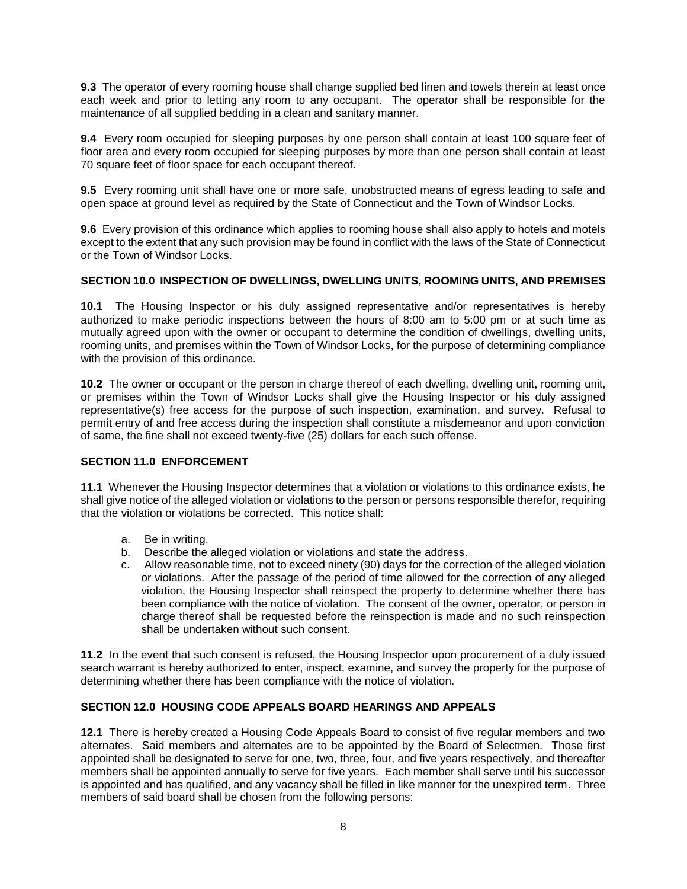**9.3** The operator of every rooming house shall change supplied bed linen and towels therein at least once each week and prior to letting any room to any occupant. The operator shall be responsible for the maintenance of all supplied bedding in a clean and sanitary manner.

**9.4** Every room occupied for sleeping purposes by one person shall contain at least 100 square feet of floor area and every room occupied for sleeping purposes by more than one person shall contain at least 70 square feet of floor space for each occupant thereof.

**9.5** Every rooming unit shall have one or more safe, unobstructed means of egress leading to safe and open space at ground level as required by the State of Connecticut and the Town of Windsor Locks.

**9.6** Every provision of this ordinance which applies to rooming house shall also apply to hotels and motels except to the extent that any such provision may be found in conflict with the laws of the State of Connecticut or the Town of Windsor Locks.

## SECTION 10.0 INSPECTION OF DWELLINGS, DWELLING UNITS, ROOMING UNITS, AND PREMISES

**10.1** The Housing Inspector or his duly assigned representative and/or representatives is hereby authorized to make periodic inspections between the hours of 8:00 am to 5:00 pm or at such time as mutually agreed upon with the owner or occupant to determine the condition of dwellings, dwelling units, rooming units, and premises within the Town of Windsor Locks, for the purpose of determining compliance with the provision of this ordinance.

**10.2** The owner or occupant or the person in charge thereof of each dwelling, dwelling unit, rooming unit, or premises within the Town of Windsor Locks shall give the Housing Inspector or his duly assigned representative(s) free access for the purpose of such inspection, examination, and survey. Refusal to permit entry of and free access during the inspection shall constitute a misdemeanor and upon conviction of same, the fine shall not exceed twenty-five (25) dollars for each such offense.

## SECTION 11.0 ENFORCEMENT

**11.1** Whenever the Housing Inspector determines that a violation or violations to this ordinance exists, he shall give notice of the alleged violation or violations to the person or persons responsible therefor, requiring that the violation or violations be corrected. This notice shall:

a. Be in writing.
b. Describe the alleged violation or violations and state the address.
c. Allow reasonable time, not to exceed ninety (90) days for the correction of the alleged violation or violations. After the passage of the period of time allowed for the correction of any alleged violation, the Housing Inspector shall reinspect the property to determine whether there has been compliance with the notice of violation. The consent of the owner, operator, or person in charge thereof shall be requested before the reinspection is made and no such reinspection shall be undertaken without such consent.

**11.2** In the event that such consent is refused, the Housing Inspector upon procurement of a duly issued search warrant is hereby authorized to enter, inspect, examine, and survey the property for the purpose of determining whether there has been compliance with the notice of violation.

## SECTION 12.0 HOUSING CODE APPEALS BOARD HEARINGS AND APPEALS

**12.1** There is hereby created a Housing Code Appeals Board to consist of five regular members and two alternates. Said members and alternates are to be appointed by the Board of Selectmen. Those first appointed shall be designated to serve for one, two, three, four, and five years respectively, and thereafter members shall be appointed annually to serve for five years. Each member shall serve until his successor is appointed and has qualified, and any vacancy shall be filled in like manner for the unexpired term. Three members of said board shall be chosen from the following persons: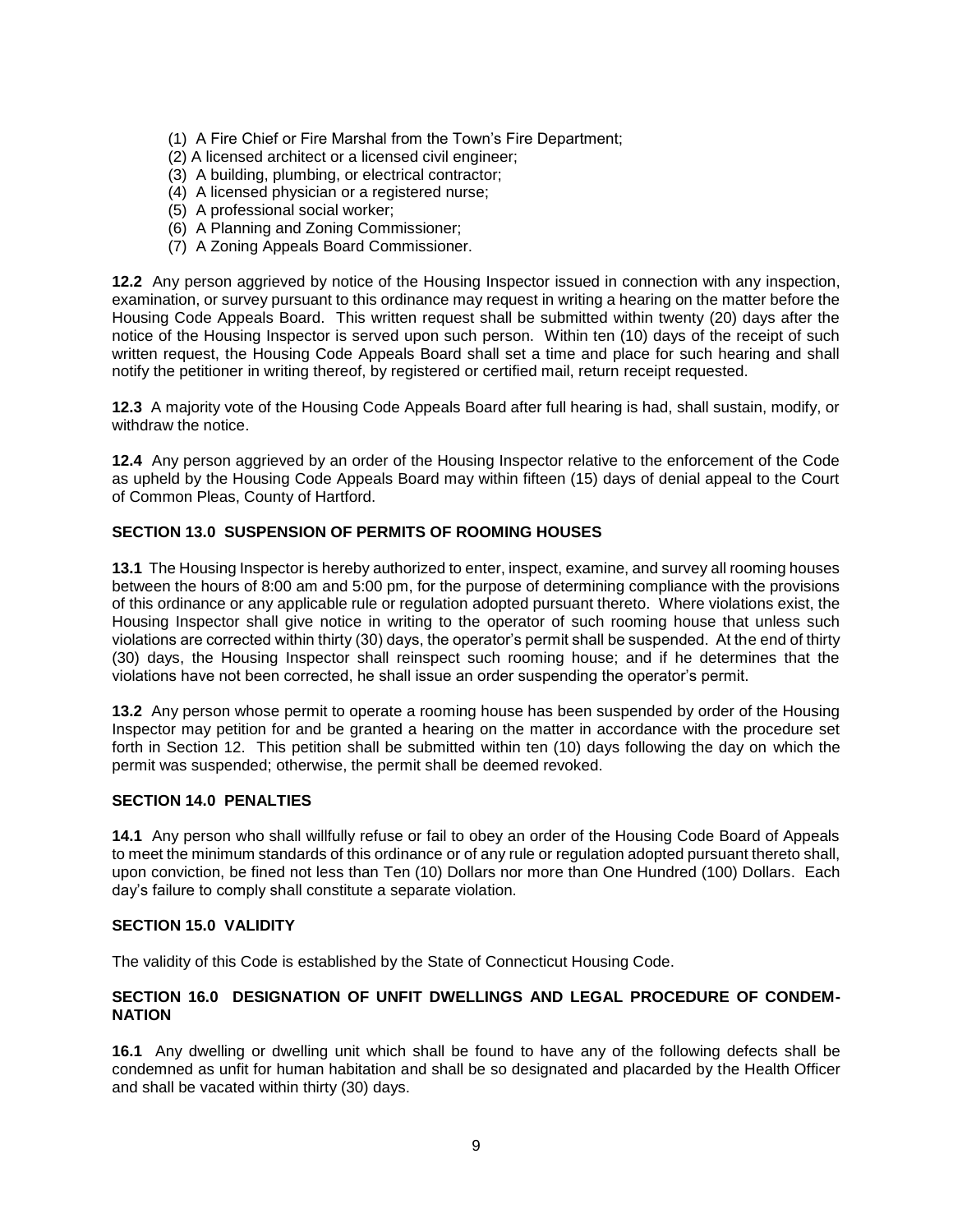(1) A Fire Chief or Fire Marshal from the Town's Fire Department;
(2) A licensed architect or a licensed civil engineer;
(3) A building, plumbing, or electrical contractor;
(4) A licensed physician or a registered nurse;
(5) A professional social worker;
(6) A Planning and Zoning Commissioner;
(7) A Zoning Appeals Board Commissioner.

**12.2** Any person aggrieved by notice of the Housing Inspector issued in connection with any inspection, examination, or survey pursuant to this ordinance may request in writing a hearing on the matter before the Housing Code Appeals Board. This written request shall be submitted within twenty (20) days after the notice of the Housing Inspector is served upon such person. Within ten (10) days of the receipt of such written request, the Housing Code Appeals Board shall set a time and place for such hearing and shall notify the petitioner in writing thereof, by registered or certified mail, return receipt requested.

**12.3** A majority vote of the Housing Code Appeals Board after full hearing is had, shall sustain, modify, or withdraw the notice.

**12.4** Any person aggrieved by an order of the Housing Inspector relative to the enforcement of the Code as upheld by the Housing Code Appeals Board may within fifteen (15) days of denial appeal to the Court of Common Pleas, County of Hartford.

### SECTION 13.0 SUSPENSION OF PERMITS OF ROOMING HOUSES

**13.1** The Housing Inspector is hereby authorized to enter, inspect, examine, and survey all rooming houses between the hours of 8:00 am and 5:00 pm, for the purpose of determining compliance with the provisions of this ordinance or any applicable rule or regulation adopted pursuant thereto. Where violations exist, the Housing Inspector shall give notice in writing to the operator of such rooming house that unless such violations are corrected within thirty (30) days, the operator's permit shall be suspended. At the end of thirty (30) days, the Housing Inspector shall reinspect such rooming house; and if he determines that the violations have not been corrected, he shall issue an order suspending the operator's permit.

**13.2** Any person whose permit to operate a rooming house has been suspended by order of the Housing Inspector may petition for and be granted a hearing on the matter in accordance with the procedure set forth in Section 12. This petition shall be submitted within ten (10) days following the day on which the permit was suspended; otherwise, the permit shall be deemed revoked.

### SECTION 14.0 PENALTIES

**14.1** Any person who shall willfully refuse or fail to obey an order of the Housing Code Board of Appeals to meet the minimum standards of this ordinance or of any rule or regulation adopted pursuant thereto shall, upon conviction, be fined not less than Ten (10) Dollars nor more than One Hundred (100) Dollars. Each day's failure to comply shall constitute a separate violation.

### SECTION 15.0 VALIDITY

The validity of this Code is established by the State of Connecticut Housing Code.

### SECTION 16.0 DESIGNATION OF UNFIT DWELLINGS AND LEGAL PROCEDURE OF CONDEMNATION

**16.1** Any dwelling or dwelling unit which shall be found to have any of the following defects shall be condemned as unfit for human habitation and shall be so designated and placarded by the Health Officer and shall be vacated within thirty (30) days.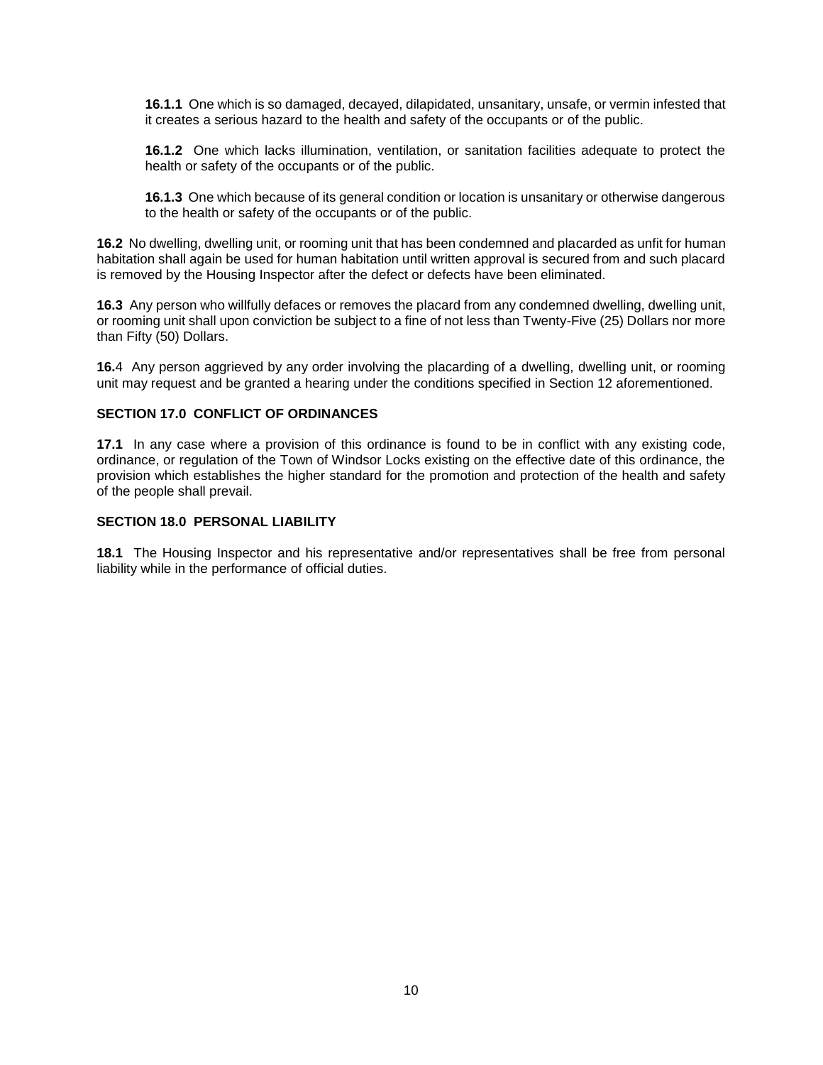**16.1.1** One which is so damaged, decayed, dilapidated, unsanitary, unsafe, or vermin infested that it creates a serious hazard to the health and safety of the occupants or of the public.

**16.1.2** One which lacks illumination, ventilation, or sanitation facilities adequate to protect the health or safety of the occupants or of the public.

**16.1.3** One which because of its general condition or location is unsanitary or otherwise dangerous to the health or safety of the occupants or of the public.

**16.2** No dwelling, dwelling unit, or rooming unit that has been condemned and placarded as unfit for human habitation shall again be used for human habitation until written approval is secured from and such placard is removed by the Housing Inspector after the defect or defects have been eliminated.

**16.3** Any person who willfully defaces or removes the placard from any condemned dwelling, dwelling unit, or rooming unit shall upon conviction be subject to a fine of not less than Twenty-Five (25) Dollars nor more than Fifty (50) Dollars.

**16.**4 Any person aggrieved by any order involving the placarding of a dwelling, dwelling unit, or rooming unit may request and be granted a hearing under the conditions specified in Section 12 aforementioned.

### SECTION 17.0 CONFLICT OF ORDINANCES

**17.1** In any case where a provision of this ordinance is found to be in conflict with any existing code, ordinance, or regulation of the Town of Windsor Locks existing on the effective date of this ordinance, the provision which establishes the higher standard for the promotion and protection of the health and safety of the people shall prevail.

### SECTION 18.0 PERSONAL LIABILITY

**18.1** The Housing Inspector and his representative and/or representatives shall be free from personal liability while in the performance of official duties.